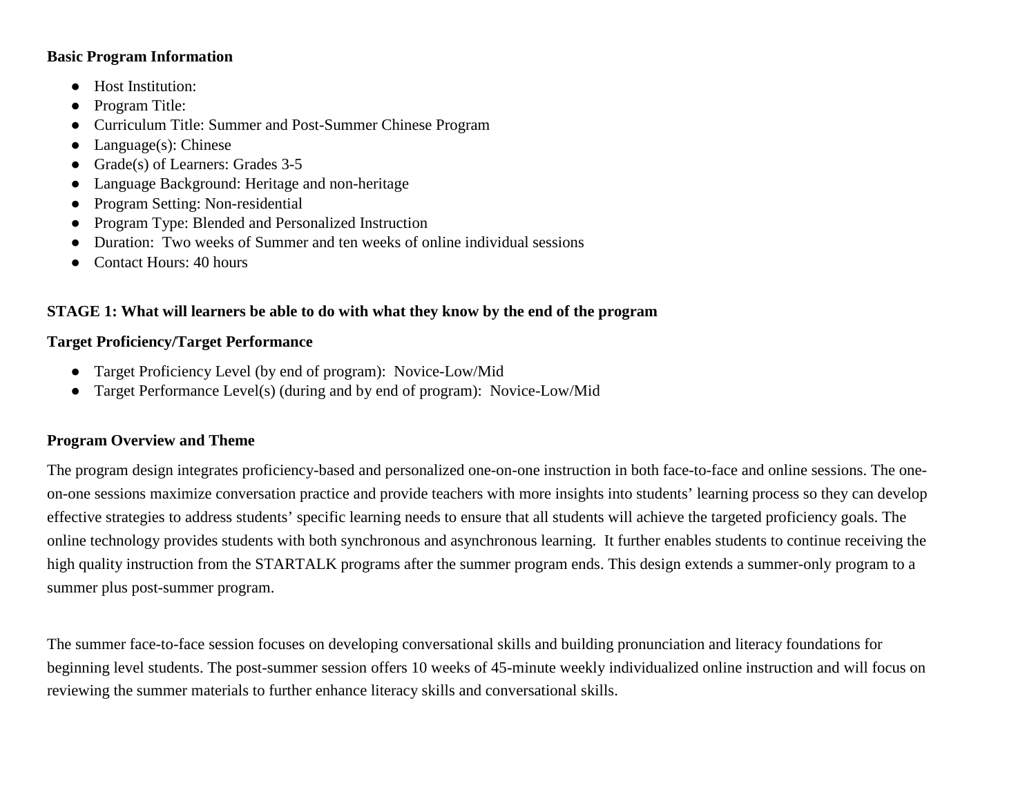**Basic Program Information**

- Host Institution:
- Program Title:
- Curriculum Title: Summer and Post-Summer Chinese Program
- Language(s): Chinese
- Grade(s) of Learners: Grades 3-5
- Language Background: Heritage and non-heritage
- Program Setting: Non-residential
- Program Type: Blended and Personalized Instruction
- Duration: Two weeks of Summer and ten weeks of online individual sessions
- Contact Hours: 40 hours

**STAGE 1: What will learners be able to do with what they know by the end of the program**

**Target Proficiency/Target Performance**

- Target Proficiency Level (by end of program): Novice-Low/Mid
- Target Performance Level(s) (during and by end of program): Novice-Low/Mid

**Program Overview and Theme**

The program design integrates proficiency-based and personalized one-on-one instruction in both face-to-face and online sessions. The one-on-one sessions maximize conversation practice and provide teachers with more insights into students' learning process so they can develop effective strategies to address students' specific learning needs to ensure that all students will achieve the targeted proficiency goals. The online technology provides students with both synchronous and asynchronous learning. It further enables students to continue receiving the high quality instruction from the STARTALK programs after the summer program ends. This design extends a summer-only program to a summer plus post-summer program.

The summer face-to-face session focuses on developing conversational skills and building pronunciation and literacy foundations for beginning level students. The post-summer session offers 10 weeks of 45-minute weekly individualized online instruction and will focus on reviewing the summer materials to further enhance literacy skills and conversational skills.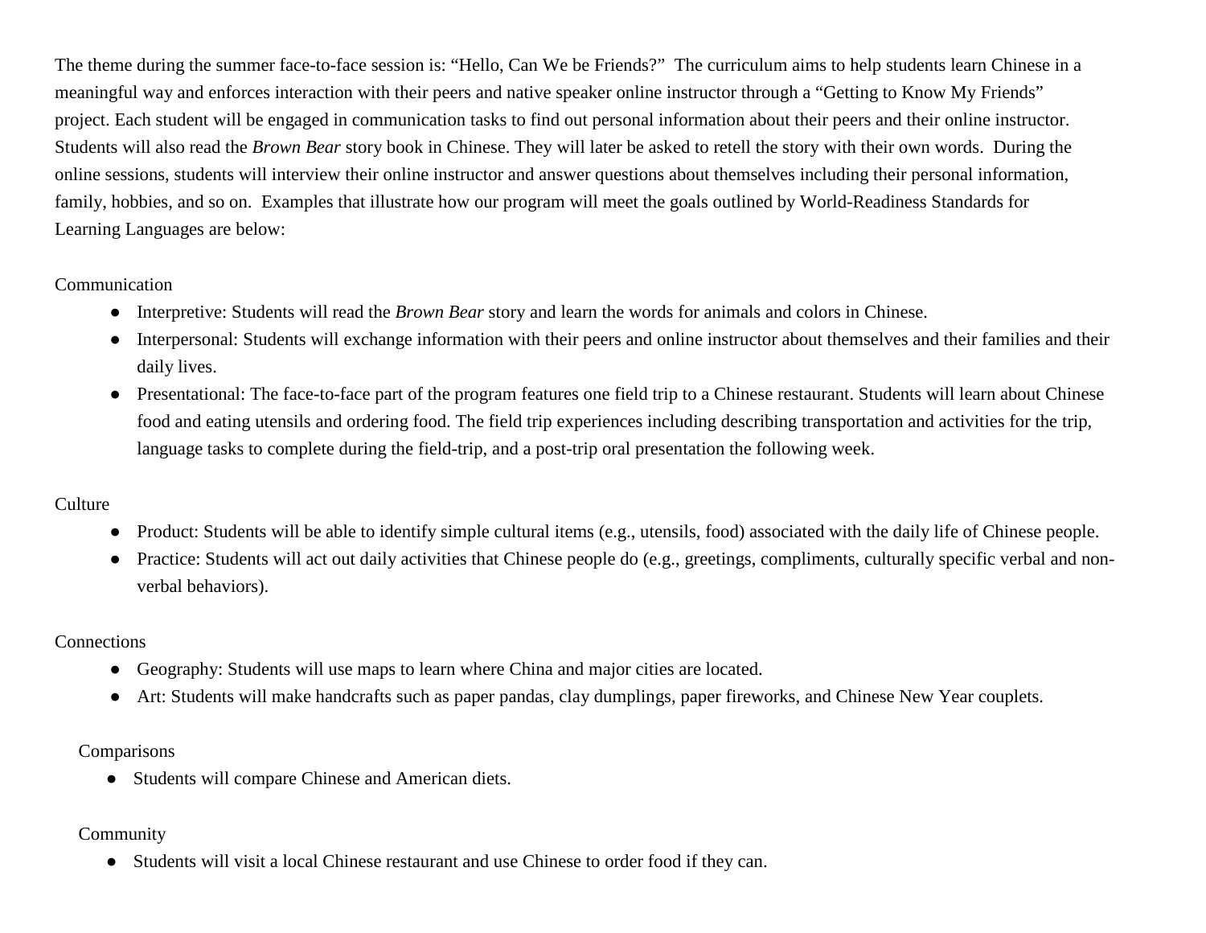The theme during the summer face-to-face session is: "Hello, Can We be Friends?" The curriculum aims to help students learn Chinese in a meaningful way and enforces interaction with their peers and native speaker online instructor through a "Getting to Know My Friends" project. Each student will be engaged in communication tasks to find out personal information about their peers and their online instructor. Students will also read the *Brown Bear* story book in Chinese. They will later be asked to retell the story with their own words. During the online sessions, students will interview their online instructor and answer questions about themselves including their personal information, family, hobbies, and so on. Examples that illustrate how our program will meet the goals outlined by World-Readiness Standards for Learning Languages are below:

Communication

- Interpretive: Students will read the *Brown Bear* story and learn the words for animals and colors in Chinese.
- Interpersonal: Students will exchange information with their peers and online instructor about themselves and their families and their daily lives.
- Presentational: The face-to-face part of the program features one field trip to a Chinese restaurant. Students will learn about Chinese food and eating utensils and ordering food. The field trip experiences including describing transportation and activities for the trip, language tasks to complete during the field-trip, and a post-trip oral presentation the following week.

Culture

- Product: Students will be able to identify simple cultural items (e.g., utensils, food) associated with the daily life of Chinese people.
- Practice: Students will act out daily activities that Chinese people do (e.g., greetings, compliments, culturally specific verbal and non-verbal behaviors).

Connections

- Geography: Students will use maps to learn where China and major cities are located.
- Art: Students will make handcrafts such as paper pandas, clay dumplings, paper fireworks, and Chinese New Year couplets.

Comparisons

- Students will compare Chinese and American diets.

Community

- Students will visit a local Chinese restaurant and use Chinese to order food if they can.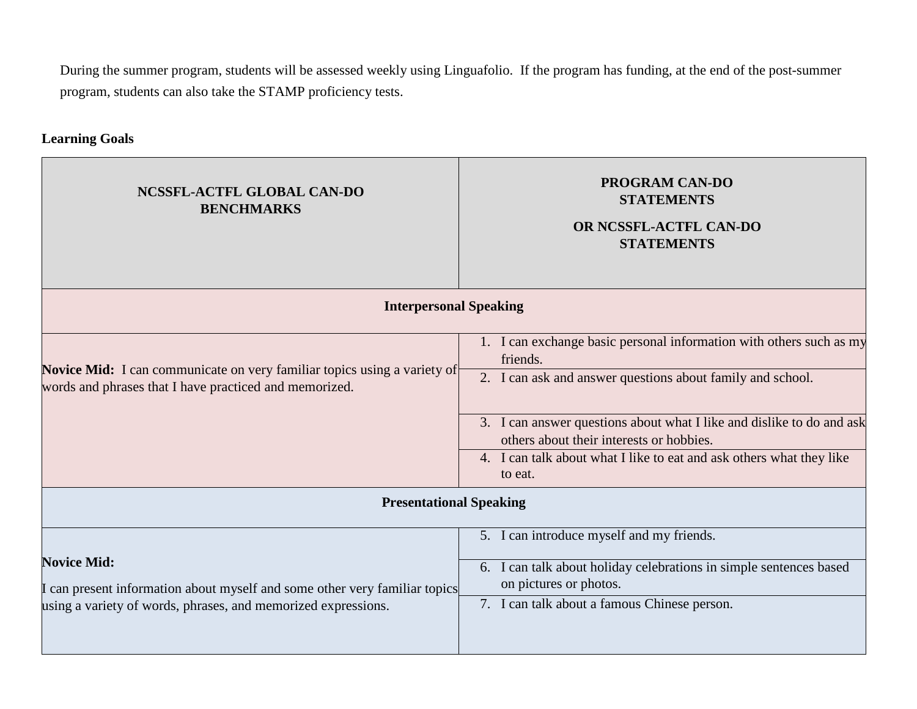During the summer program, students will be assessed weekly using Linguafolio. If the program has funding, at the end of the post-summer program, students can also take the STAMP proficiency tests.

**Learning Goals**

| NCSSFL-ACTFL GLOBAL CAN-DO BENCHMARKS | PROGRAM CAN-DO STATEMENTS OR NCSSFL-ACTFL CAN-DO STATEMENTS |
|---|---|
| **Interpersonal Speaking** | |
| **Novice Mid:** I can communicate on very familiar topics using a variety of words and phrases that I have practiced and memorized. | 1. I can exchange basic personal information with others such as my friends. |
| | 2. I can ask and answer questions about family and school. |
| | 3. I can answer questions about what I like and dislike to do and ask others about their interests or hobbies. |
| | 4. I can talk about what I like to eat and ask others what they like to eat. |
| **Presentational Speaking** | |
| **Novice Mid:** I can present information about myself and some other very familiar topics using a variety of words, phrases, and memorized expressions. | 5. I can introduce myself and my friends. |
| | 6. I can talk about holiday celebrations in simple sentences based on pictures or photos. |
| | 7. I can talk about a famous Chinese person. |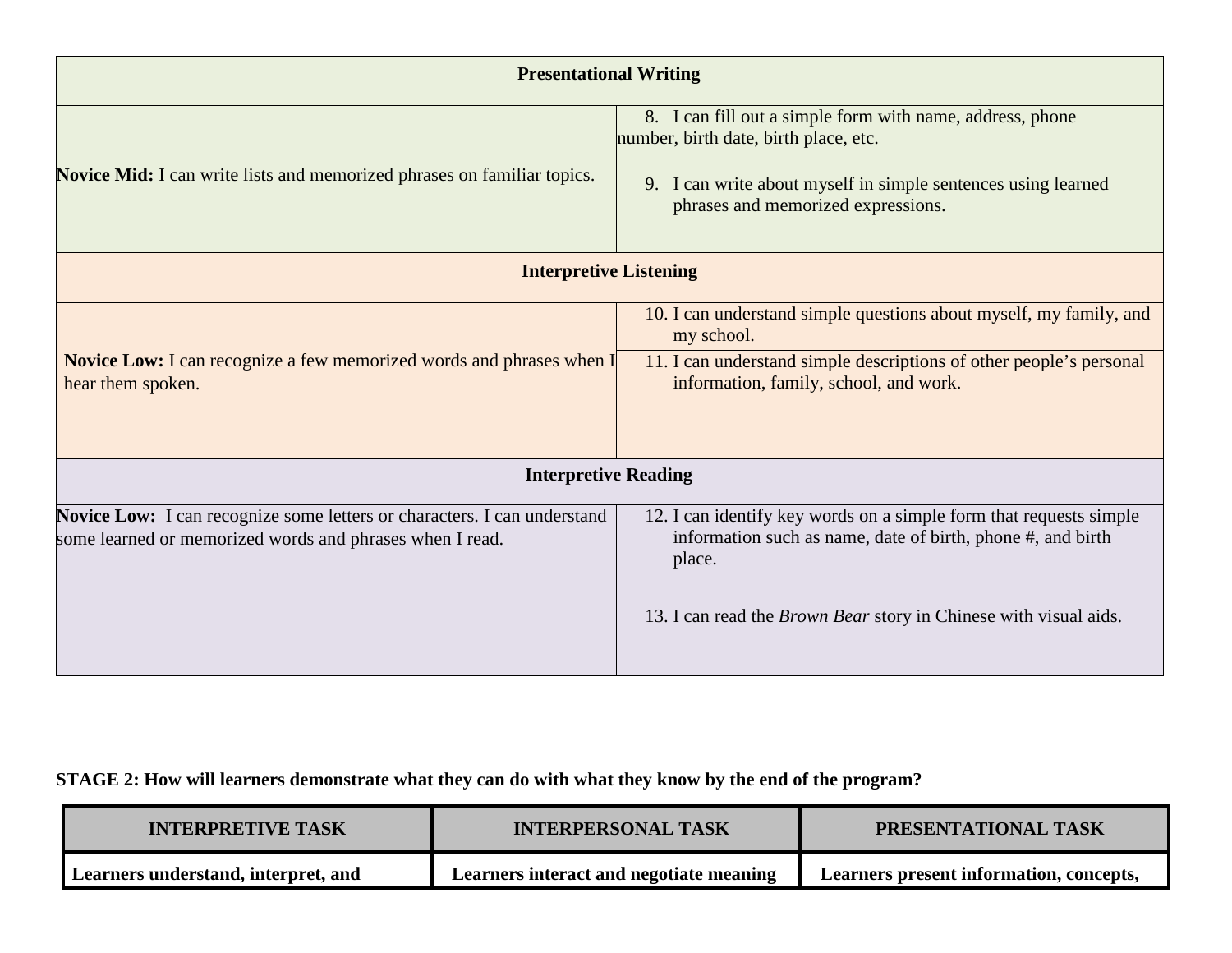| Presentational Writing | |
|---|---|
| **Novice Mid:** I can write lists and memorized phrases on familiar topics. | 8. I can fill out a simple form with name, address, phone number, birth date, birth place, etc. |
| | 9. I can write about myself in simple sentences using learned phrases and memorized expressions. |
| **Interpretive Listening** | |
| **Novice Low:** I can recognize a few memorized words and phrases when I hear them spoken. | 10. I can understand simple questions about myself, my family, and my school. |
| | 11. I can understand simple descriptions of other people's personal information, family, school, and work. |
| **Interpretive Reading** | |
| **Novice Low:** I can recognize some letters or characters. I can understand some learned or memorized words and phrases when I read. | 12. I can identify key words on a simple form that requests simple information such as name, date of birth, phone #, and birth place. |
| | 13. I can read the *Brown Bear* story in Chinese with visual aids. |

**STAGE 2: How will learners demonstrate what they can do with what they know by the end of the program?**

| INTERPRETIVE TASK | INTERPERSONAL TASK | PRESENTATIONAL TASK |
|---|---|---|
| **Learners understand, interpret, and** | **Learners interact and negotiate meaning** | **Learners present information, concepts,** |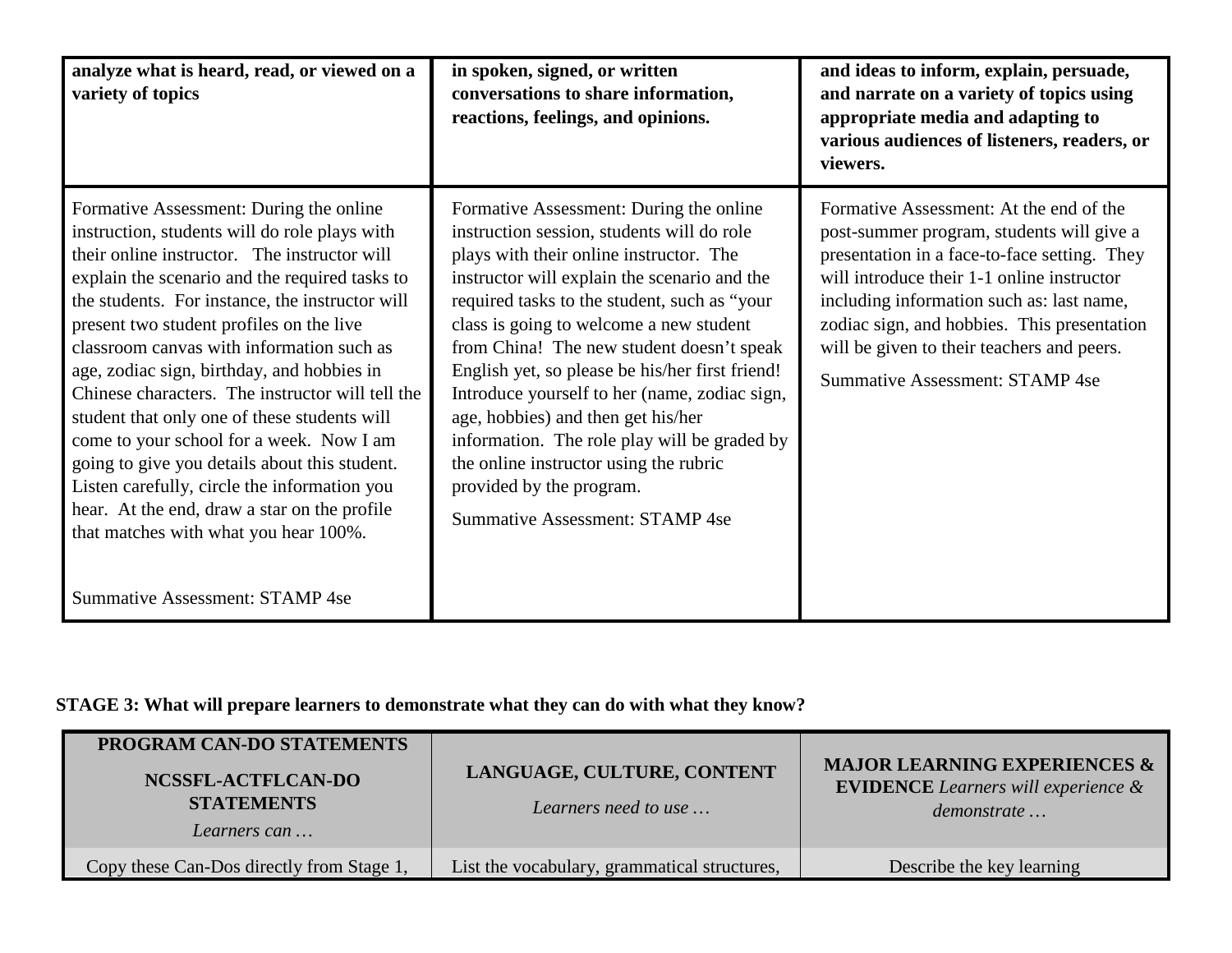| analyze what is heard, read, or viewed on a variety of topics | in spoken, signed, or written conversations to share information, reactions, feelings, and opinions. | and ideas to inform, explain, persuade, and narrate on a variety of topics using appropriate media and adapting to various audiences of listeners, readers, or viewers. |
|---|---|---|
| Formative Assessment: During the online instruction, students will do role plays with their online instructor. The instructor will explain the scenario and the required tasks to the students. For instance, the instructor will present two student profiles on the live classroom canvas with information such as age, zodiac sign, birthday, and hobbies in Chinese characters. The instructor will tell the student that only one of these students will come to your school for a week. Now I am going to give you details about this student. Listen carefully, circle the information you hear. At the end, draw a star on the profile that matches with what you hear 100%.<br><br>Summative Assessment: STAMP 4se | Formative Assessment: During the online instruction session, students will do role plays with their online instructor. The instructor will explain the scenario and the required tasks to the student, such as "your class is going to welcome a new student from China! The new student doesn't speak English yet, so please be his/her first friend! Introduce yourself to her (name, zodiac sign, age, hobbies) and then get his/her information. The role play will be graded by the online instructor using the rubric provided by the program.<br><br>Summative Assessment: STAMP 4se | Formative Assessment: At the end of the post-summer program, students will give a presentation in a face-to-face setting. They will introduce their 1-1 online instructor including information such as: last name, zodiac sign, and hobbies. This presentation will be given to their teachers and peers.<br><br>Summative Assessment: STAMP 4se |

**STAGE 3: What will prepare learners to demonstrate what they can do with what they know?**

| **PROGRAM CAN-DO STATEMENTS**<br>**NCSSFL-ACTFLCAN-DO STATEMENTS**<br>*Learners can …* | **LANGUAGE, CULTURE, CONTENT**<br>*Learners need to use …* | **MAJOR LEARNING EXPERIENCES & EVIDENCE** *Learners will experience & demonstrate …* |
|---|---|---|
| Copy these Can-Dos directly from Stage 1, | List the vocabulary, grammatical structures, | Describe the key learning |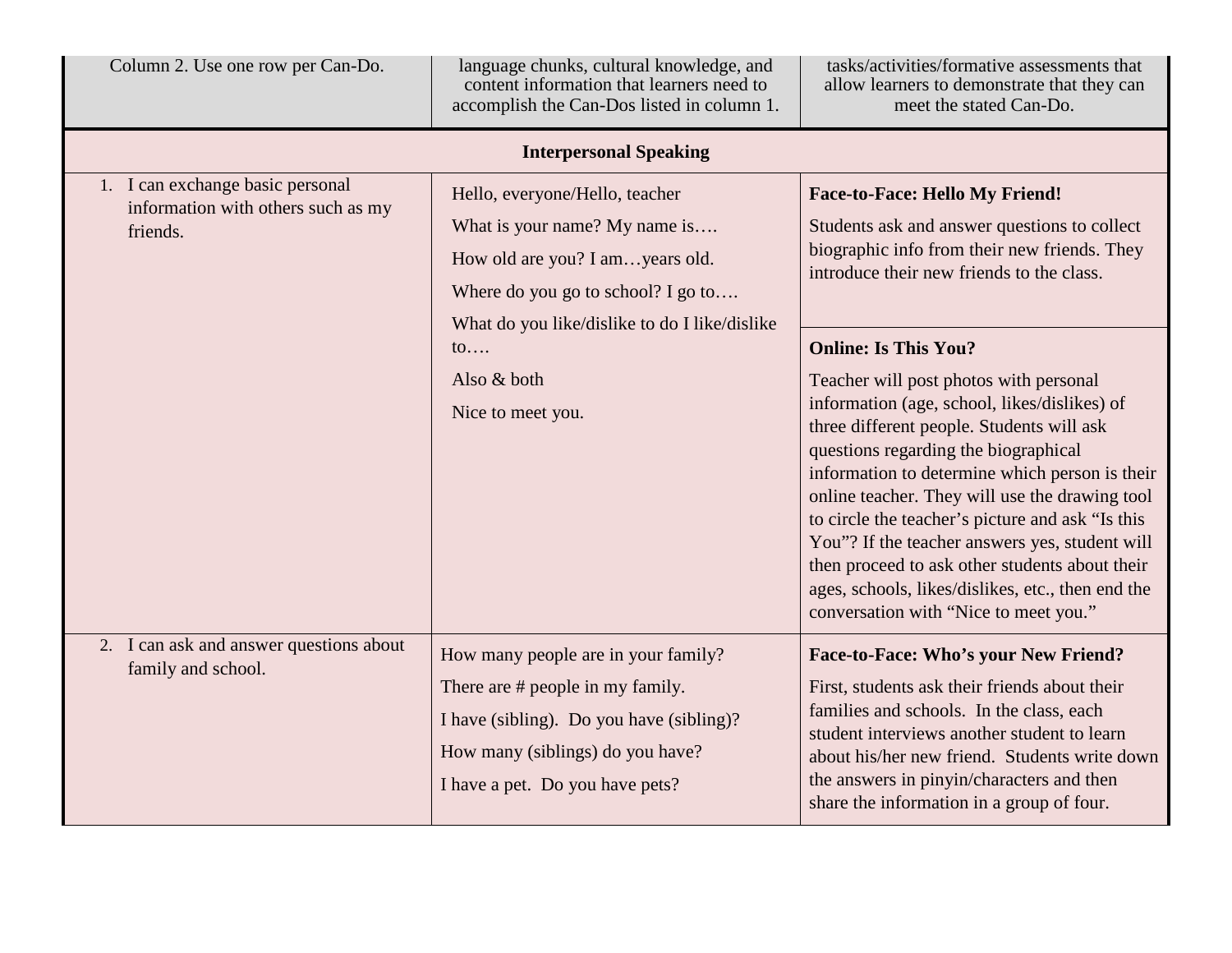| Column 2. Use one row per Can-Do. | language chunks, cultural knowledge, and content information that learners need to accomplish the Can-Dos listed in column 1. | tasks/activities/formative assessments that allow learners to demonstrate that they can meet the stated Can-Do. |
|---|---|---|
| **Interpersonal Speaking** | | |
| 1. I can exchange basic personal information with others such as my friends. | Hello, everyone/Hello, teacher<br>What is your name? My name is….<br>How old are you? I am…years old.<br>Where do you go to school? I go to….<br>What do you like/dislike to do I like/dislike to….<br>Also & both<br>Nice to meet you. | **Face-to-Face: Hello My Friend!**<br>Students ask and answer questions to collect biographic info from their new friends. They introduce their new friends to the class.<br><br>**Online: Is This You?**<br>Teacher will post photos with personal information (age, school, likes/dislikes) of three different people. Students will ask questions regarding the biographical information to determine which person is their online teacher. They will use the drawing tool to circle the teacher's picture and ask "Is this You"? If the teacher answers yes, student will then proceed to ask other students about their ages, schools, likes/dislikes, etc., then end the conversation with "Nice to meet you." |
| 2. I can ask and answer questions about family and school. | How many people are in your family?<br>There are # people in my family.<br>I have (sibling). Do you have (sibling)?<br>How many (siblings) do you have?<br>I have a pet. Do you have pets? | **Face-to-Face: Who's your New Friend?**<br>First, students ask their friends about their families and schools. In the class, each student interviews another student to learn about his/her new friend. Students write down the answers in pinyin/characters and then share the information in a group of four. |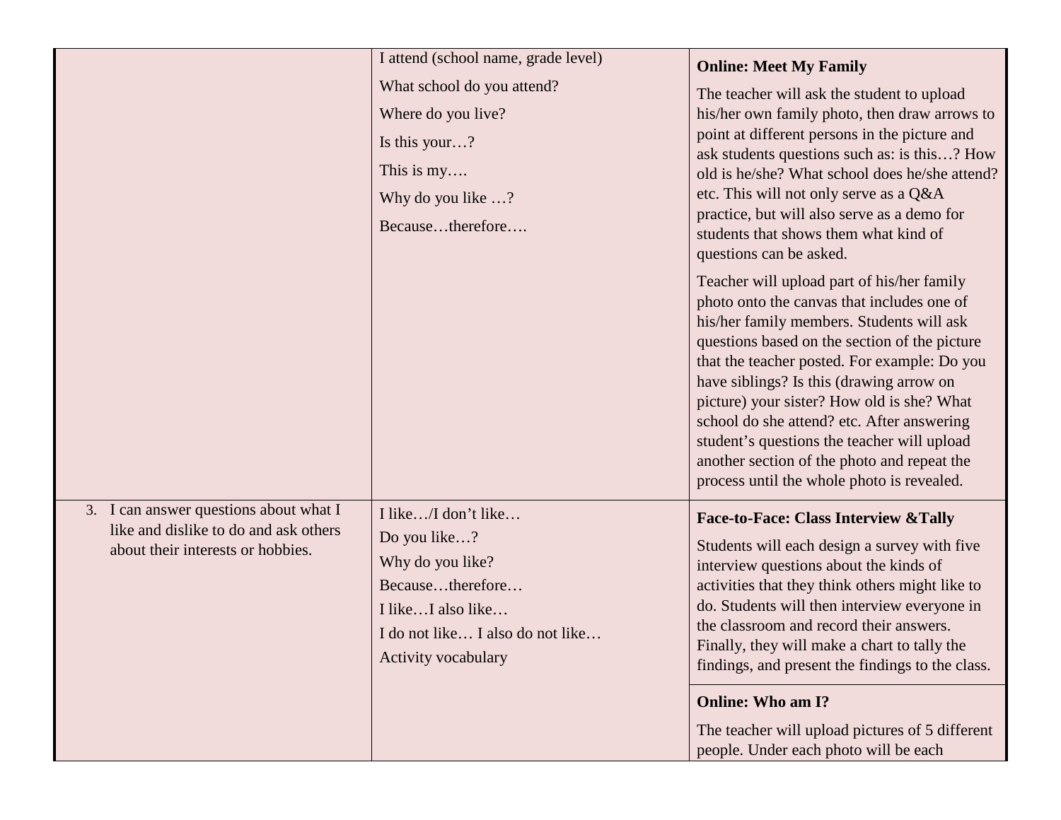|  |  |  |
|---|---|---|
|  | I attend (school name, grade level)<br>What school do you attend?<br>Where do you live?<br>Is this your…?<br>This is my….<br>Why do you like …?<br>Because…therefore…. | **Online: Meet My Family**<br>The teacher will ask the student to upload his/her own family photo, then draw arrows to point at different persons in the picture and ask students questions such as: is this…? How old is he/she? What school does he/she attend? etc. This will not only serve as a Q&A practice, but will also serve as a demo for students that shows them what kind of questions can be asked.<br>Teacher will upload part of his/her family photo onto the canvas that includes one of his/her family members. Students will ask questions based on the section of the picture that the teacher posted. For example: Do you have siblings? Is this (drawing arrow on picture) your sister? How old is she? What school do she attend? etc. After answering student's questions the teacher will upload another section of the photo and repeat the process until the whole photo is revealed. |
| 3. I can answer questions about what I like and dislike to do and ask others about their interests or hobbies. | I like…/I don't like…<br>Do you like…?<br>Why do you like?<br>Because…therefore…<br>I like…I also like…<br>I do not like… I also do not like…<br>Activity vocabulary | **Face-to-Face: Class Interview &Tally**<br>Students will each design a survey with five interview questions about the kinds of activities that they think others might like to do. Students will then interview everyone in the classroom and record their answers. Finally, they will make a chart to tally the findings, and present the findings to the class. |
|  |  | **Online: Who am I?**<br>The teacher will upload pictures of 5 different people. Under each photo will be each |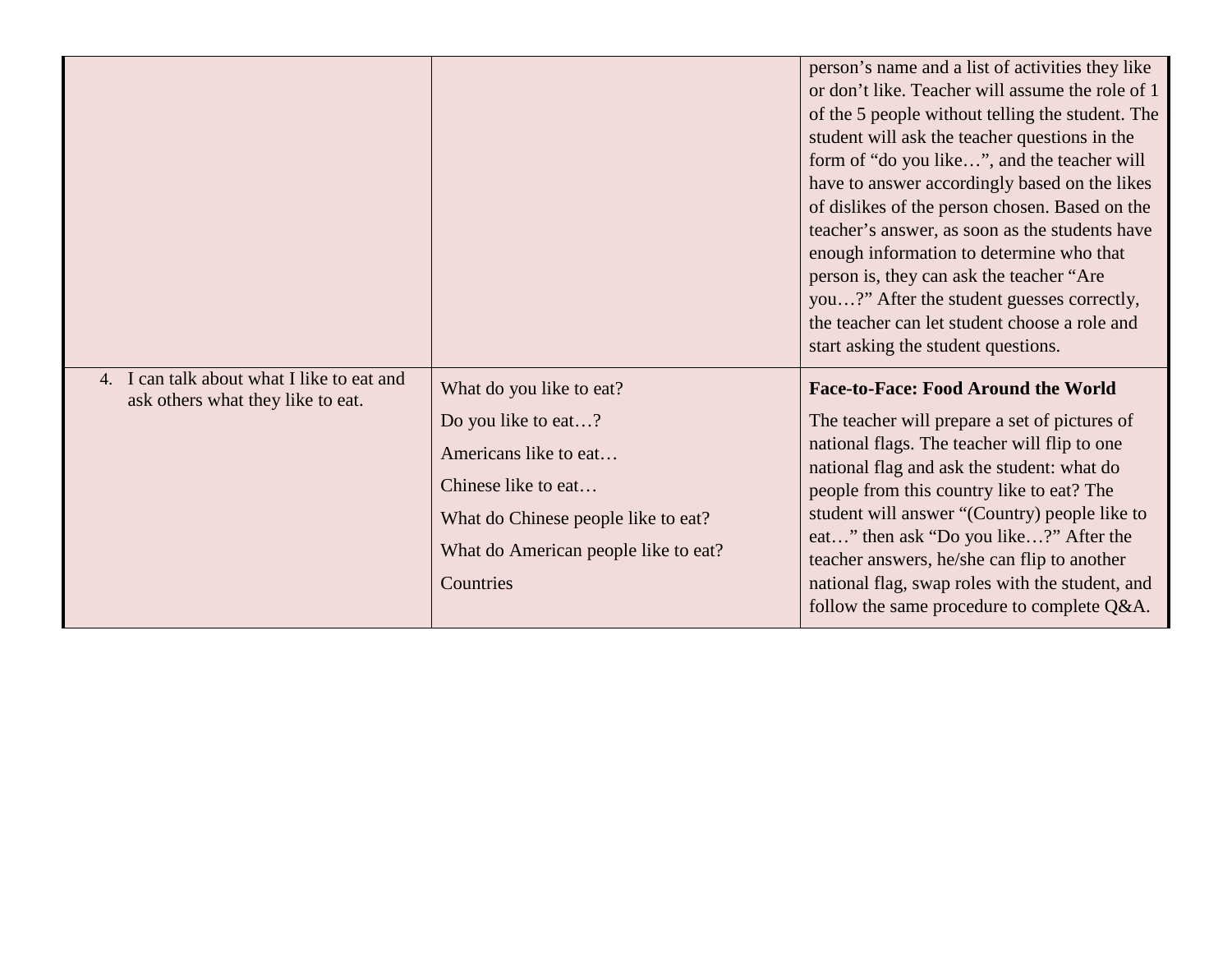| | | |
|---|---|---|
| | | person's name and a list of activities they like or don't like. Teacher will assume the role of 1 of the 5 people without telling the student. The student will ask the teacher questions in the form of "do you like…", and the teacher will have to answer accordingly based on the likes of dislikes of the person chosen. Based on the teacher's answer, as soon as the students have enough information to determine who that person is, they can ask the teacher "Are you…?" After the student guesses correctly, the teacher can let student choose a role and start asking the student questions. |
| 4. I can talk about what I like to eat and ask others what they like to eat. | What do you like to eat?<br>Do you like to eat…?<br>Americans like to eat…<br>Chinese like to eat…<br>What do Chinese people like to eat?<br>What do American people like to eat?<br>Countries | **Face-to-Face: Food Around the World**<br>The teacher will prepare a set of pictures of national flags. The teacher will flip to one national flag and ask the student: what do people from this country like to eat? The student will answer "(Country) people like to eat…" then ask "Do you like…?" After the teacher answers, he/she can flip to another national flag, swap roles with the student, and follow the same procedure to complete Q&A. |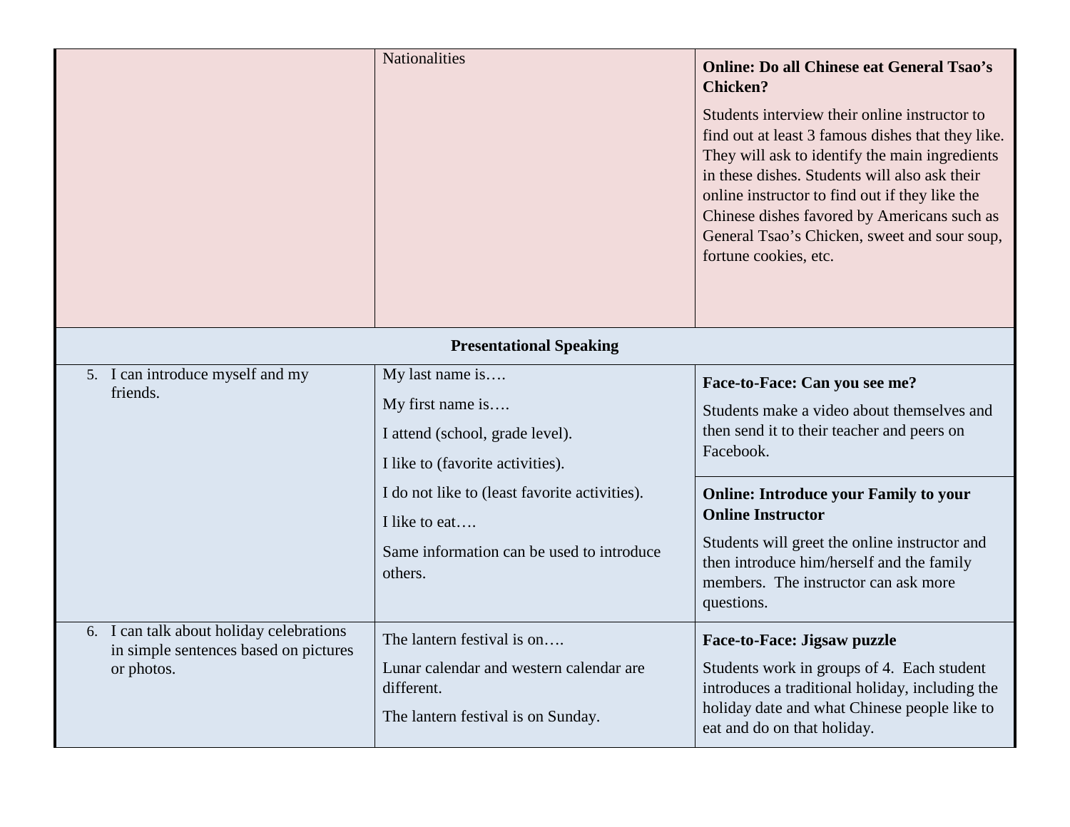| | | |
|---|---|---|
| | Nationalities | **Online: Do all Chinese eat General Tsao's Chicken?**<br><br>Students interview their online instructor to find out at least 3 famous dishes that they like. They will ask to identify the main ingredients in these dishes. Students will also ask their online instructor to find out if they like the Chinese dishes favored by Americans such as General Tsao's Chicken, sweet and sour soup, fortune cookies, etc. |
| **Presentational Speaking** | | |
| 5. I can introduce myself and my friends. | My last name is….<br><br>My first name is….<br><br>I attend (school, grade level).<br><br>I like to (favorite activities).<br><br>I do not like to (least favorite activities).<br><br>I like to eat….<br><br>Same information can be used to introduce others. | **Face-to-Face: Can you see me?**<br><br>Students make a video about themselves and then send it to their teacher and peers on Facebook. |
| | | **Online: Introduce your Family to your Online Instructor**<br><br>Students will greet the online instructor and then introduce him/herself and the family members. The instructor can ask more questions. |
| 6. I can talk about holiday celebrations in simple sentences based on pictures or photos. | The lantern festival is on….<br><br>Lunar calendar and western calendar are different.<br><br>The lantern festival is on Sunday. | **Face-to-Face: Jigsaw puzzle**<br><br>Students work in groups of 4. Each student introduces a traditional holiday, including the holiday date and what Chinese people like to eat and do on that holiday. |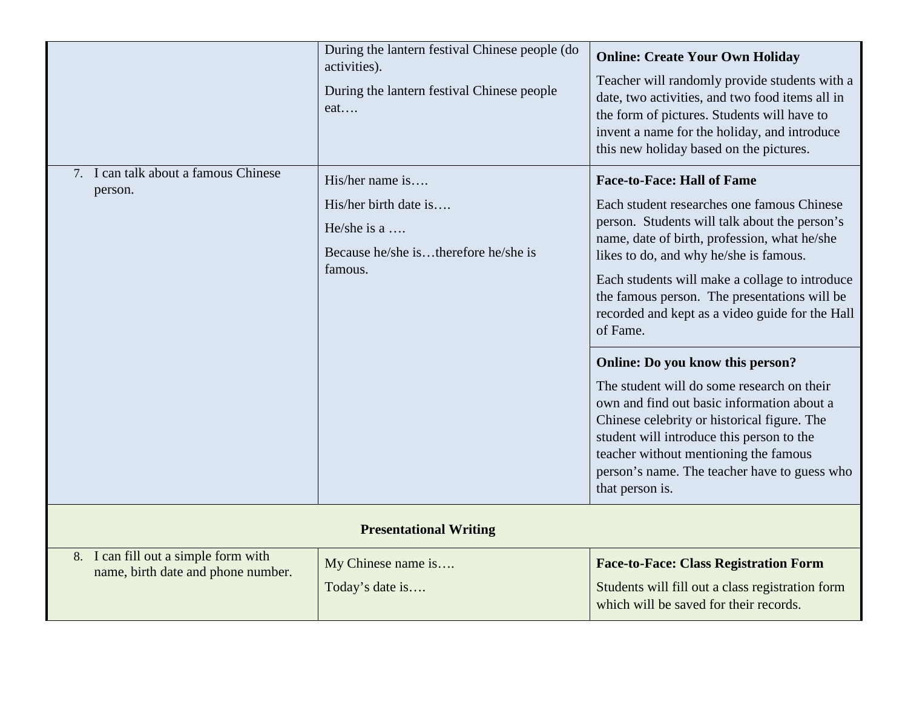| | | |
|---|---|---|
| | During the lantern festival Chinese people (do activities).<br><br>During the lantern festival Chinese people eat…. | **Online: Create Your Own Holiday**<br><br>Teacher will randomly provide students with a date, two activities, and two food items all in the form of pictures. Students will have to invent a name for the holiday, and introduce this new holiday based on the pictures. |
| 7. I can talk about a famous Chinese person. | His/her name is….<br><br>His/her birth date is….<br><br>He/she is a ….<br><br>Because he/she is…therefore he/she is famous. | **Face-to-Face: Hall of Fame**<br><br>Each student researches one famous Chinese person. Students will talk about the person's name, date of birth, profession, what he/she likes to do, and why he/she is famous.<br><br>Each students will make a collage to introduce the famous person. The presentations will be recorded and kept as a video guide for the Hall of Fame. |
| | | **Online: Do you know this person?**<br><br>The student will do some research on their own and find out basic information about a Chinese celebrity or historical figure. The student will introduce this person to the teacher without mentioning the famous person's name. The teacher have to guess who that person is. |
| **Presentational Writing** | | |
| 8. I can fill out a simple form with name, birth date and phone number. | My Chinese name is….<br><br>Today's date is…. | **Face-to-Face: Class Registration Form**<br><br>Students will fill out a class registration form which will be saved for their records. |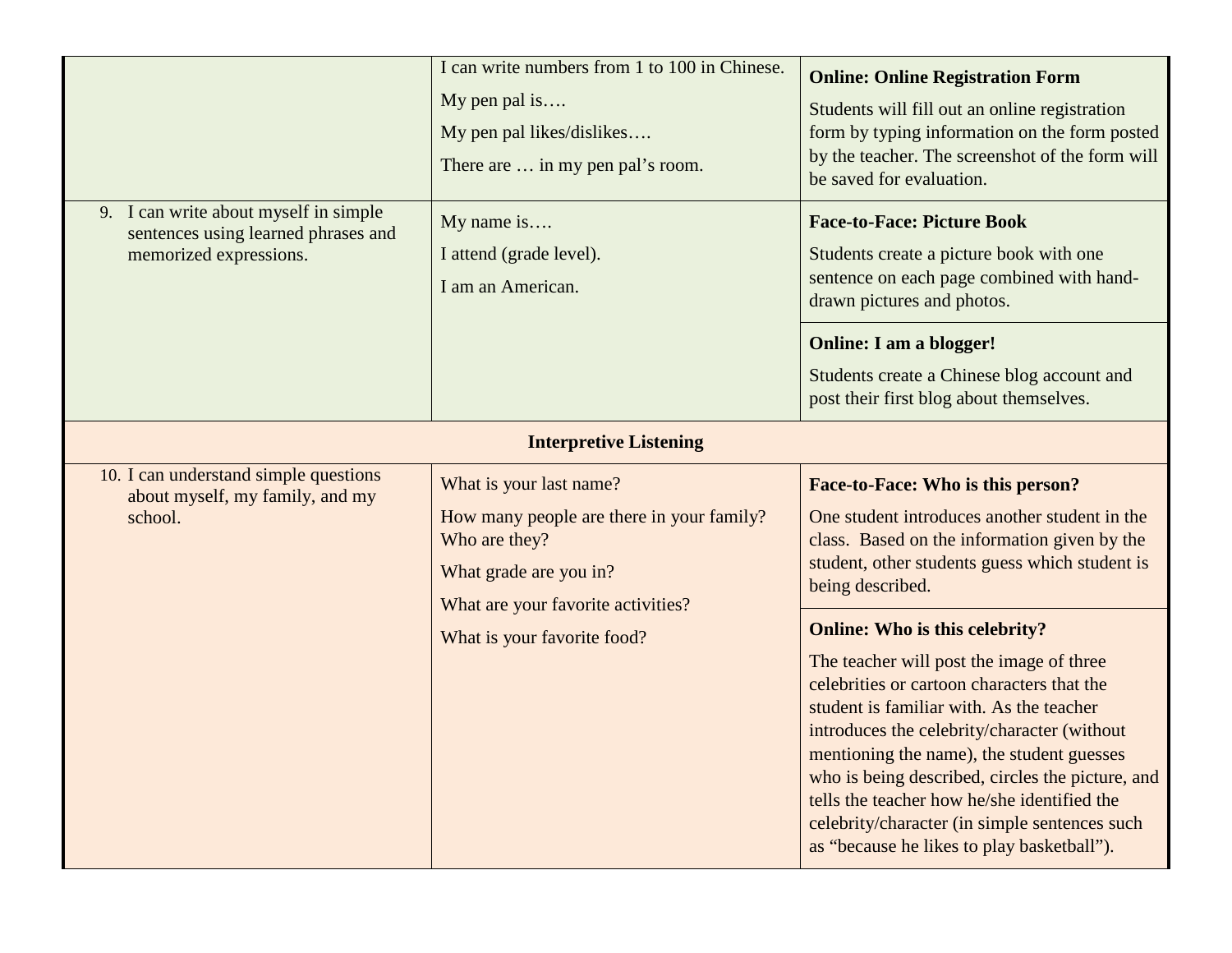| | | |
|---|---|---|
| | I can write numbers from 1 to 100 in Chinese.<br>My pen pal is….<br>My pen pal likes/dislikes….<br>There are … in my pen pal's room. | **Online: Online Registration Form**<br>Students will fill out an online registration form by typing information on the form posted by the teacher. The screenshot of the form will be saved for evaluation. |
| 9. I can write about myself in simple sentences using learned phrases and memorized expressions. | My name is….<br>I attend (grade level).<br>I am an American. | **Face-to-Face: Picture Book**<br>Students create a picture book with one sentence on each page combined with hand-drawn pictures and photos. |
| | | **Online: I am a blogger!**<br>Students create a Chinese blog account and post their first blog about themselves. |
| **Interpretive Listening** | | |
| 10. I can understand simple questions about myself, my family, and my school. | What is your last name?<br>How many people are there in your family? Who are they?<br>What grade are you in?<br>What are your favorite activities?<br>What is your favorite food? | **Face-to-Face: Who is this person?**<br>One student introduces another student in the class. Based on the information given by the student, other students guess which student is being described. |
| | | **Online: Who is this celebrity?**<br>The teacher will post the image of three celebrities or cartoon characters that the student is familiar with. As the teacher introduces the celebrity/character (without mentioning the name), the student guesses who is being described, circles the picture, and tells the teacher how he/she identified the celebrity/character (in simple sentences such as "because he likes to play basketball"). |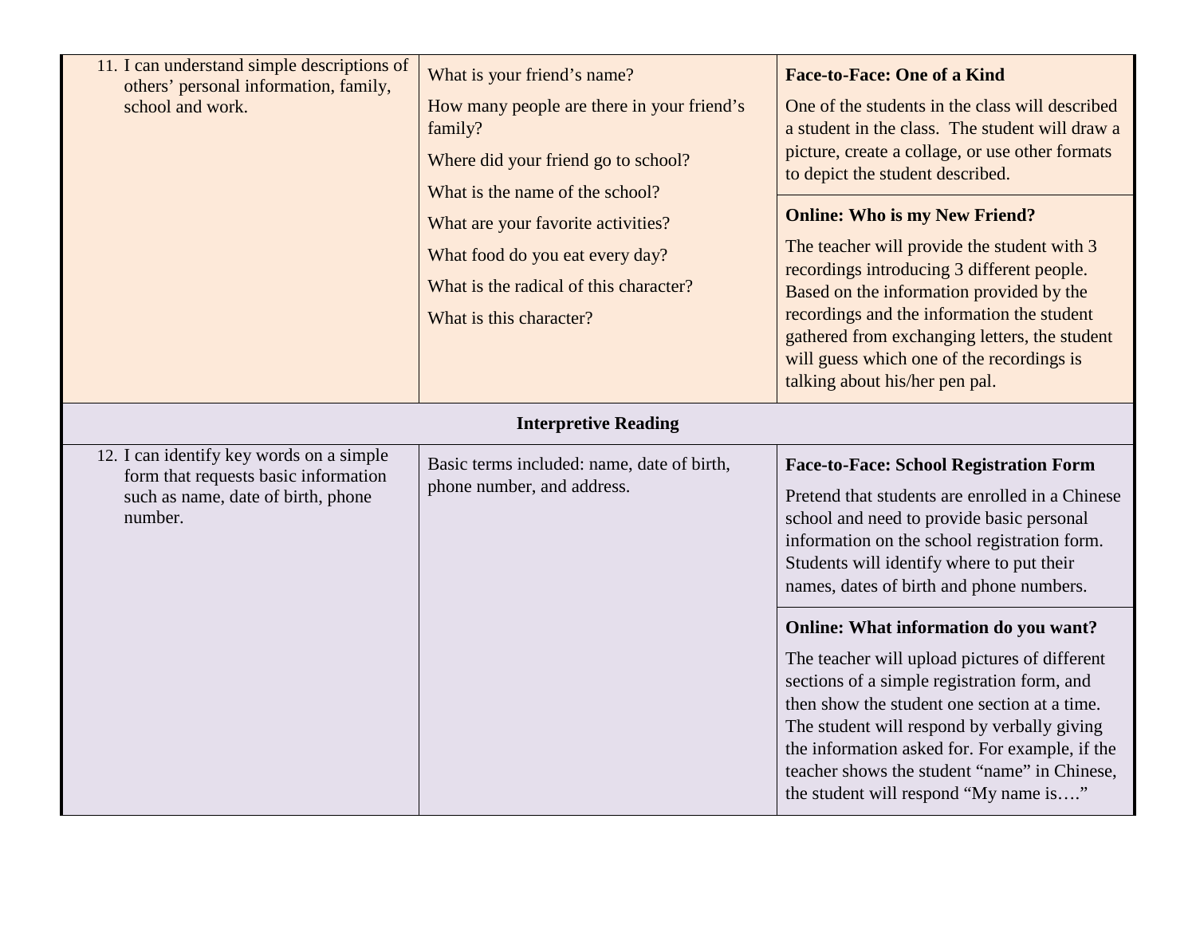| | | |
|---|---|---|
| 11. I can understand simple descriptions of others' personal information, family, school and work. | What is your friend's name?<br><br>How many people are there in your friend's family?<br><br>Where did your friend go to school?<br><br>What is the name of the school?<br><br>What are your favorite activities?<br><br>What food do you eat every day?<br><br>What is the radical of this character?<br><br>What is this character? | **Face-to-Face: One of a Kind**<br><br>One of the students in the class will described a student in the class. The student will draw a picture, create a collage, or use other formats to depict the student described. |
| | | **Online: Who is my New Friend?**<br><br>The teacher will provide the student with 3 recordings introducing 3 different people. Based on the information provided by the recordings and the information the student gathered from exchanging letters, the student will guess which one of the recordings is talking about his/her pen pal. |
| **Interpretive Reading** | | |
| 12. I can identify key words on a simple form that requests basic information such as name, date of birth, phone number. | Basic terms included: name, date of birth, phone number, and address. | **Face-to-Face: School Registration Form**<br><br>Pretend that students are enrolled in a Chinese school and need to provide basic personal information on the school registration form. Students will identify where to put their names, dates of birth and phone numbers. |
| | | **Online: What information do you want?**<br><br>The teacher will upload pictures of different sections of a simple registration form, and then show the student one section at a time. The student will respond by verbally giving the information asked for. For example, if the teacher shows the student "name" in Chinese, the student will respond "My name is…." |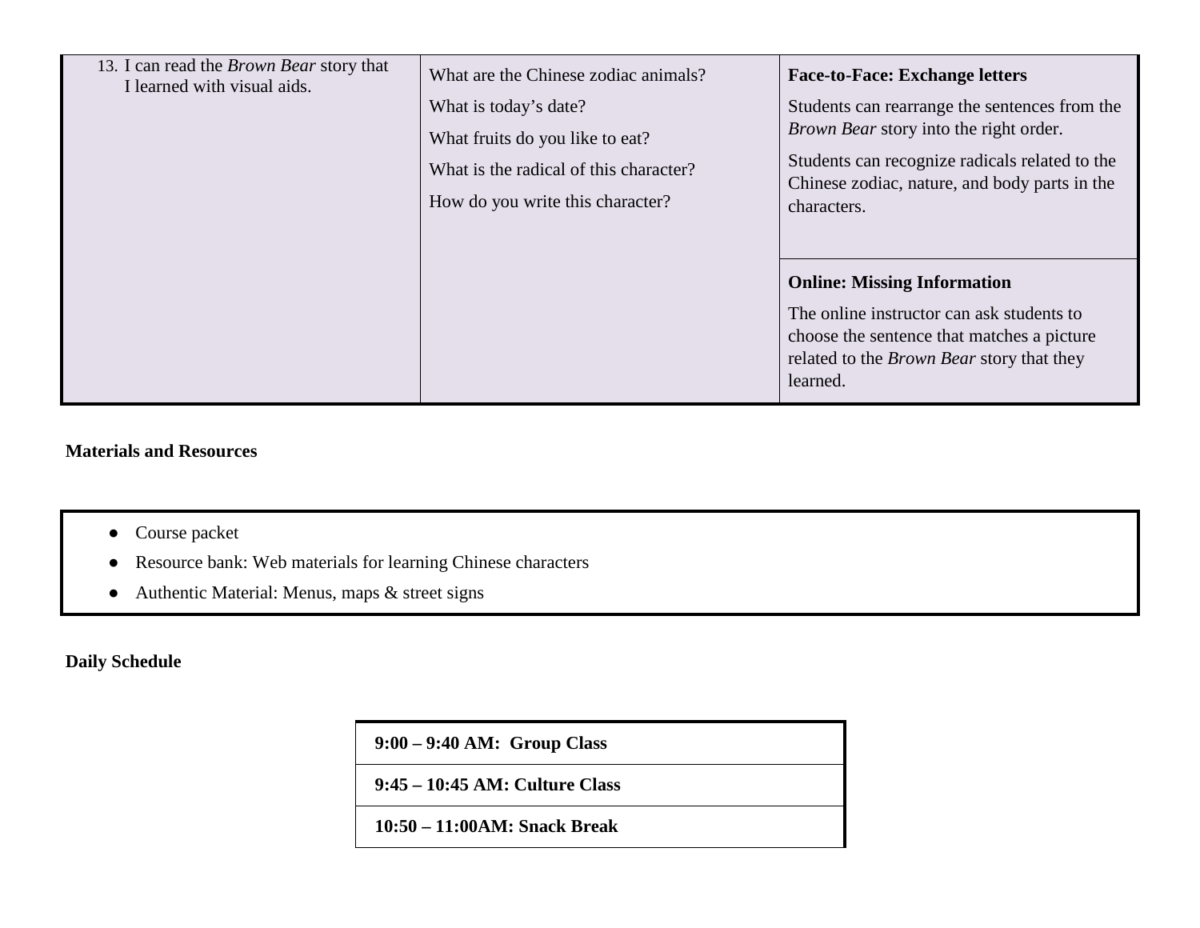| | | |
|---|---|---|
| 13. I can read the *Brown Bear* story that I learned with visual aids. | What are the Chinese zodiac animals?<br>What is today's date?<br>What fruits do you like to eat?<br>What is the radical of this character?<br>How do you write this character? | **Face-to-Face: Exchange letters**<br>Students can rearrange the sentences from the *Brown Bear* story into the right order.<br>Students can recognize radicals related to the Chinese zodiac, nature, and body parts in the characters. |
| | | **Online: Missing Information**<br>The online instructor can ask students to choose the sentence that matches a picture related to the *Brown Bear* story that they learned. |

**Materials and Resources**

- Course packet
- Resource bank: Web materials for learning Chinese characters
- Authentic Material: Menus, maps & street signs

**Daily Schedule**

| |
|---|
| **9:00 – 9:40 AM: Group Class** |
| **9:45 – 10:45 AM: Culture Class** |
| **10:50 – 11:00AM: Snack Break** |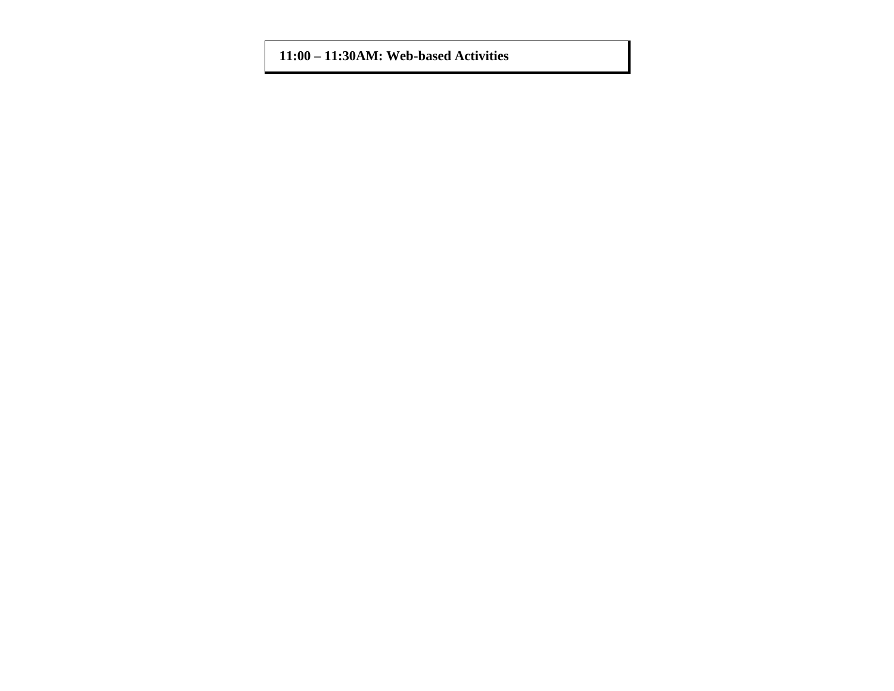**11:00 – 11:30AM: Web-based Activities**